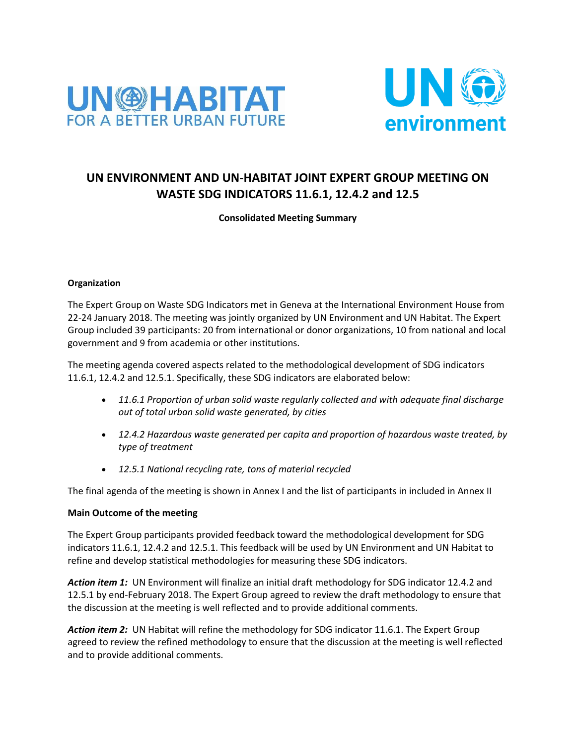UN HABITAT
FOR A BETTER URBAN FUTURE

UN environment

# UN ENVIRONMENT AND UN-HABITAT JOINT EXPERT GROUP MEETING ON WASTE SDG INDICATORS 11.6.1, 12.4.2 and 12.5

**Consolidated Meeting Summary**

## Organization

The Expert Group on Waste SDG Indicators met in Geneva at the International Environment House from 22-24 January 2018. The meeting was jointly organized by UN Environment and UN Habitat. The Expert Group included 39 participants: 20 from international or donor organizations, 10 from national and local government and 9 from academia or other institutions.

The meeting agenda covered aspects related to the methodological development of SDG indicators 11.6.1, 12.4.2 and 12.5.1. Specifically, these SDG indicators are elaborated below:

- *11.6.1 Proportion of urban solid waste regularly collected and with adequate final discharge out of total urban solid waste generated, by cities*
- *12.4.2 Hazardous waste generated per capita and proportion of hazardous waste treated, by type of treatment*
- *12.5.1 National recycling rate, tons of material recycled*

The final agenda of the meeting is shown in Annex I and the list of participants in included in Annex II

## Main Outcome of the meeting

The Expert Group participants provided feedback toward the methodological development for SDG indicators 11.6.1, 12.4.2 and 12.5.1. This feedback will be used by UN Environment and UN Habitat to refine and develop statistical methodologies for measuring these SDG indicators.

***Action item 1:*** UN Environment will finalize an initial draft methodology for SDG indicator 12.4.2 and 12.5.1 by end-February 2018. The Expert Group agreed to review the draft methodology to ensure that the discussion at the meeting is well reflected and to provide additional comments.

***Action item 2:*** UN Habitat will refine the methodology for SDG indicator 11.6.1. The Expert Group agreed to review the refined methodology to ensure that the discussion at the meeting is well reflected and to provide additional comments.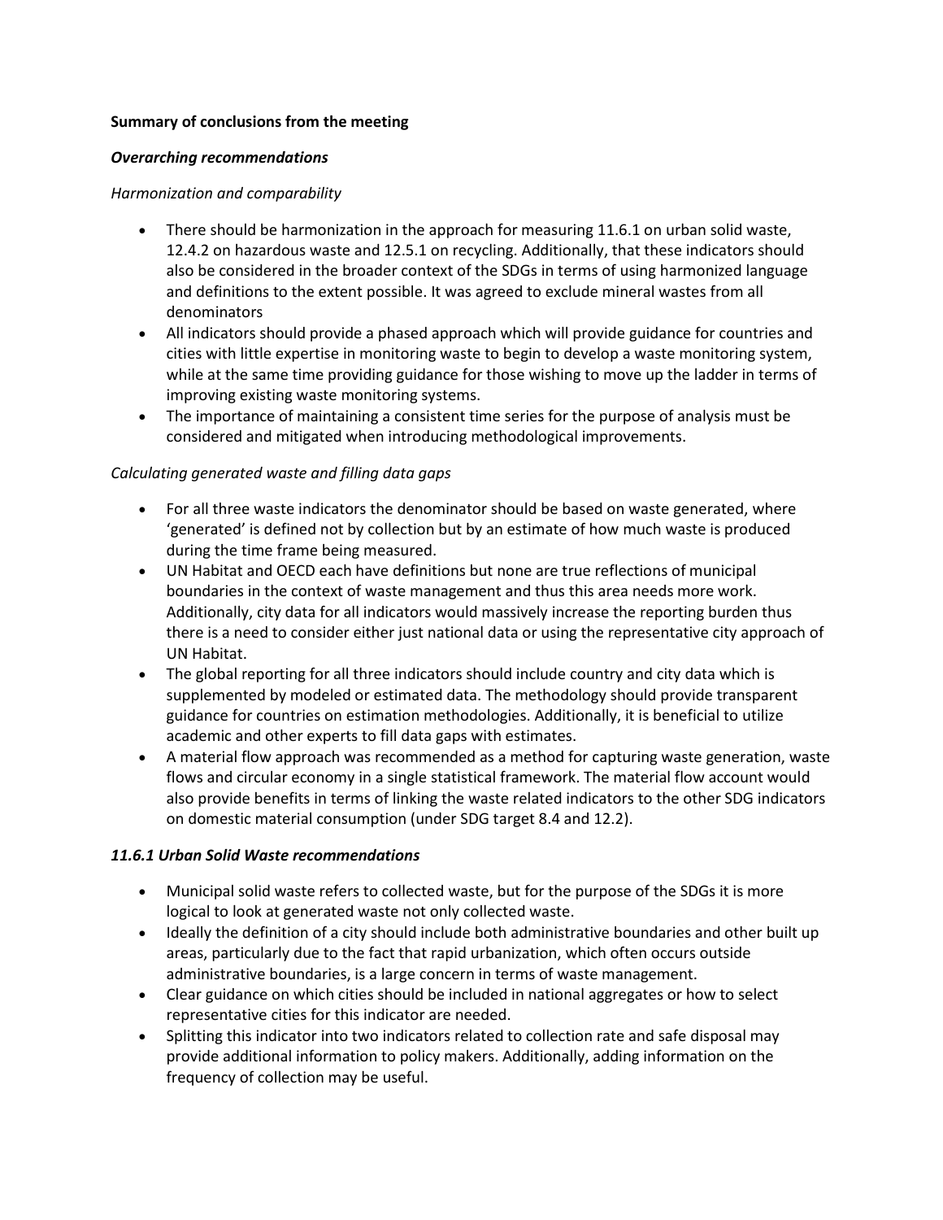**Summary of conclusions from the meeting**

***Overarching recommendations***

*Harmonization and comparability*

- There should be harmonization in the approach for measuring 11.6.1 on urban solid waste, 12.4.2 on hazardous waste and 12.5.1 on recycling. Additionally, that these indicators should also be considered in the broader context of the SDGs in terms of using harmonized language and definitions to the extent possible. It was agreed to exclude mineral wastes from all denominators
- All indicators should provide a phased approach which will provide guidance for countries and cities with little expertise in monitoring waste to begin to develop a waste monitoring system, while at the same time providing guidance for those wishing to move up the ladder in terms of improving existing waste monitoring systems.
- The importance of maintaining a consistent time series for the purpose of analysis must be considered and mitigated when introducing methodological improvements.

*Calculating generated waste and filling data gaps*

- For all three waste indicators the denominator should be based on waste generated, where 'generated' is defined not by collection but by an estimate of how much waste is produced during the time frame being measured.
- UN Habitat and OECD each have definitions but none are true reflections of municipal boundaries in the context of waste management and thus this area needs more work. Additionally, city data for all indicators would massively increase the reporting burden thus there is a need to consider either just national data or using the representative city approach of UN Habitat.
- The global reporting for all three indicators should include country and city data which is supplemented by modeled or estimated data. The methodology should provide transparent guidance for countries on estimation methodologies. Additionally, it is beneficial to utilize academic and other experts to fill data gaps with estimates.
- A material flow approach was recommended as a method for capturing waste generation, waste flows and circular economy in a single statistical framework. The material flow account would also provide benefits in terms of linking the waste related indicators to the other SDG indicators on domestic material consumption (under SDG target 8.4 and 12.2).

***11.6.1 Urban Solid Waste recommendations***

- Municipal solid waste refers to collected waste, but for the purpose of the SDGs it is more logical to look at generated waste not only collected waste.
- Ideally the definition of a city should include both administrative boundaries and other built up areas, particularly due to the fact that rapid urbanization, which often occurs outside administrative boundaries, is a large concern in terms of waste management.
- Clear guidance on which cities should be included in national aggregates or how to select representative cities for this indicator are needed.
- Splitting this indicator into two indicators related to collection rate and safe disposal may provide additional information to policy makers. Additionally, adding information on the frequency of collection may be useful.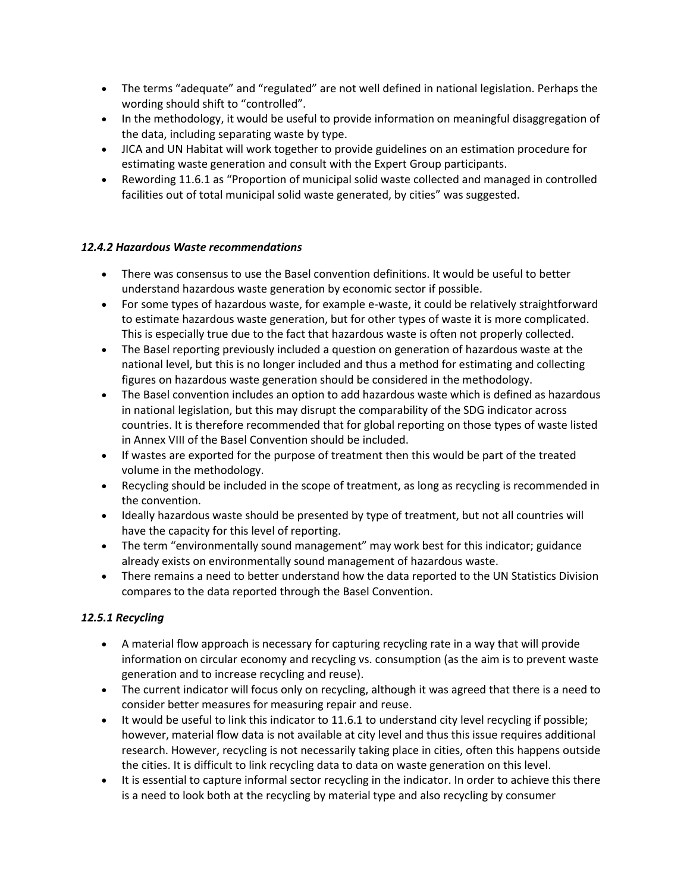- The terms “adequate” and “regulated” are not well defined in national legislation. Perhaps the wording should shift to “controlled”.
- In the methodology, it would be useful to provide information on meaningful disaggregation of the data, including separating waste by type.
- JICA and UN Habitat will work together to provide guidelines on an estimation procedure for estimating waste generation and consult with the Expert Group participants.
- Rewording 11.6.1 as “Proportion of municipal solid waste collected and managed in controlled facilities out of total municipal solid waste generated, by cities” was suggested.

### *12.4.2 Hazardous Waste recommendations*

- There was consensus to use the Basel convention definitions. It would be useful to better understand hazardous waste generation by economic sector if possible.
- For some types of hazardous waste, for example e-waste, it could be relatively straightforward to estimate hazardous waste generation, but for other types of waste it is more complicated. This is especially true due to the fact that hazardous waste is often not properly collected.
- The Basel reporting previously included a question on generation of hazardous waste at the national level, but this is no longer included and thus a method for estimating and collecting figures on hazardous waste generation should be considered in the methodology.
- The Basel convention includes an option to add hazardous waste which is defined as hazardous in national legislation, but this may disrupt the comparability of the SDG indicator across countries. It is therefore recommended that for global reporting on those types of waste listed in Annex VIII of the Basel Convention should be included.
- If wastes are exported for the purpose of treatment then this would be part of the treated volume in the methodology.
- Recycling should be included in the scope of treatment, as long as recycling is recommended in the convention.
- Ideally hazardous waste should be presented by type of treatment, but not all countries will have the capacity for this level of reporting.
- The term “environmentally sound management” may work best for this indicator; guidance already exists on environmentally sound management of hazardous waste.
- There remains a need to better understand how the data reported to the UN Statistics Division compares to the data reported through the Basel Convention.

### *12.5.1 Recycling*

- A material flow approach is necessary for capturing recycling rate in a way that will provide information on circular economy and recycling vs. consumption (as the aim is to prevent waste generation and to increase recycling and reuse).
- The current indicator will focus only on recycling, although it was agreed that there is a need to consider better measures for measuring repair and reuse.
- It would be useful to link this indicator to 11.6.1 to understand city level recycling if possible; however, material flow data is not available at city level and thus this issue requires additional research. However, recycling is not necessarily taking place in cities, often this happens outside the cities. It is difficult to link recycling data to data on waste generation on this level.
- It is essential to capture informal sector recycling in the indicator. In order to achieve this there is a need to look both at the recycling by material type and also recycling by consumer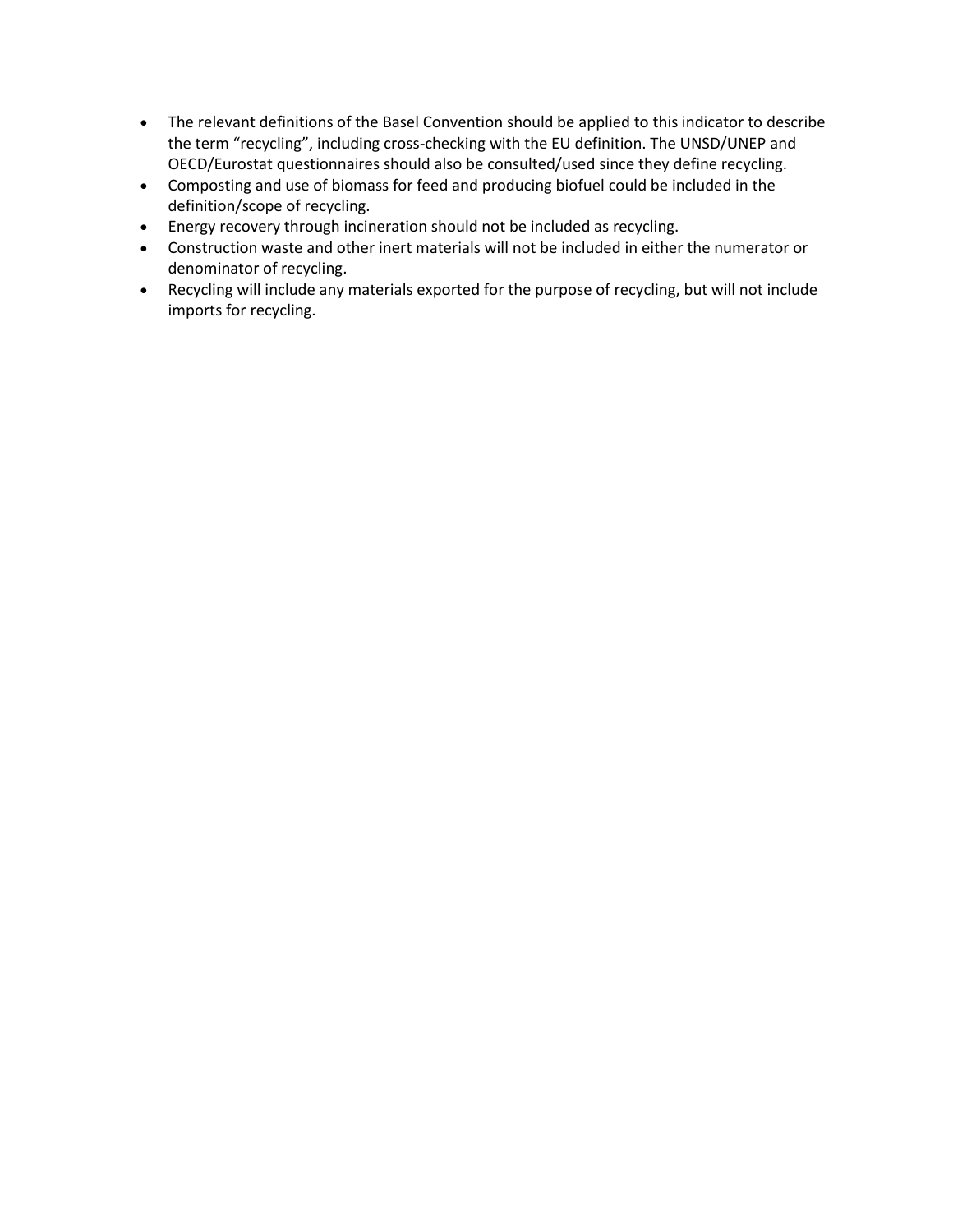- The relevant definitions of the Basel Convention should be applied to this indicator to describe the term “recycling”, including cross-checking with the EU definition. The UNSD/UNEP and OECD/Eurostat questionnaires should also be consulted/used since they define recycling.
- Composting and use of biomass for feed and producing biofuel could be included in the definition/scope of recycling.
- Energy recovery through incineration should not be included as recycling.
- Construction waste and other inert materials will not be included in either the numerator or denominator of recycling.
- Recycling will include any materials exported for the purpose of recycling, but will not include imports for recycling.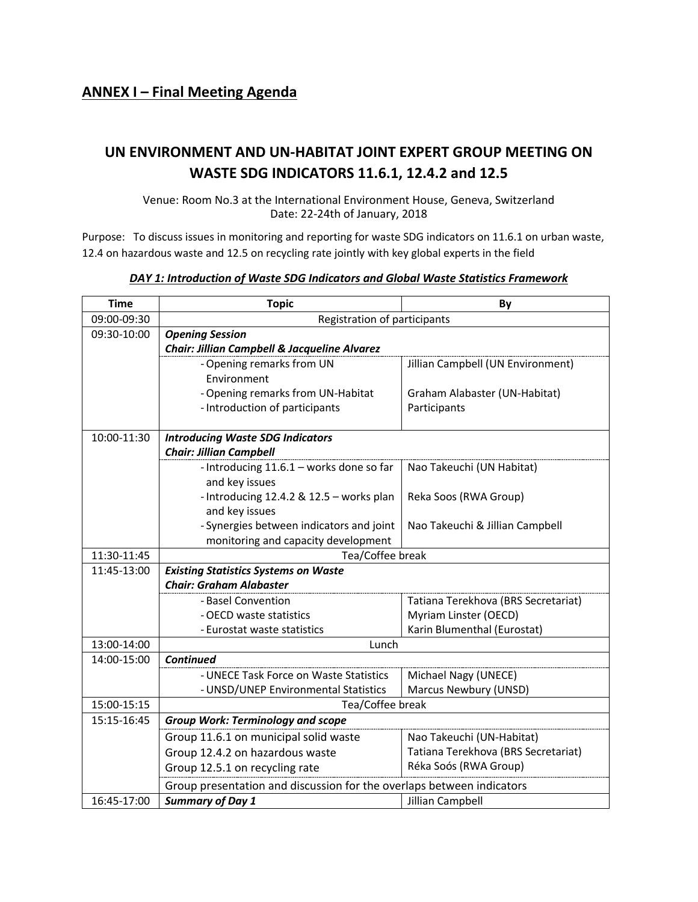## ANNEX I – Final Meeting Agenda

# UN ENVIRONMENT AND UN-HABITAT JOINT EXPERT GROUP MEETING ON WASTE SDG INDICATORS 11.6.1, 12.4.2 and 12.5

Venue: Room No.3 at the International Environment House, Geneva, Switzerland
Date: 22-24th of January, 2018

Purpose: To discuss issues in monitoring and reporting for waste SDG indicators on 11.6.1 on urban waste, 12.4 on hazardous waste and 12.5 on recycling rate jointly with key global experts in the field

***DAY 1: Introduction of Waste SDG Indicators and Global Waste Statistics Framework***

| Time | Topic | By |
|---|---|---|
| 09:00-09:30 | Registration of participants | |
| 09:30-10:00 | ***Opening Session*** ***Chair: Jillian Campbell & Jacqueline Alvarez*** | |
| | - Opening remarks from UN Environment | Jillian Campbell (UN Environment) |
| | - Opening remarks from UN-Habitat | Graham Alabaster (UN-Habitat) |
| | - Introduction of participants | Participants |
| 10:00-11:30 | ***Introducing Waste SDG Indicators*** ***Chair: Jillian Campbell*** | |
| | - Introducing 11.6.1 – works done so far and key issues | Nao Takeuchi (UN Habitat) |
| | - Introducing 12.4.2 & 12.5 – works plan and key issues | Reka Soos (RWA Group) |
| | - Synergies between indicators and joint monitoring and capacity development | Nao Takeuchi & Jillian Campbell |
| 11:30-11:45 | Tea/Coffee break | |
| 11:45-13:00 | ***Existing Statistics Systems on Waste*** ***Chair: Graham Alabaster*** | |
| | - Basel Convention | Tatiana Terekhova (BRS Secretariat) |
| | - OECD waste statistics | Myriam Linster (OECD) |
| | - Eurostat waste statistics | Karin Blumenthal (Eurostat) |
| 13:00-14:00 | Lunch | |
| 14:00-15:00 | ***Continued*** | |
| | - UNECE Task Force on Waste Statistics | Michael Nagy (UNECE) |
| | - UNSD/UNEP Environmental Statistics | Marcus Newbury (UNSD) |
| 15:00-15:15 | Tea/Coffee break | |
| 15:15-16:45 | ***Group Work: Terminology and scope*** | |
| | Group 11.6.1 on municipal solid waste | Nao Takeuchi (UN-Habitat) |
| | Group 12.4.2 on hazardous waste | Tatiana Terekhova (BRS Secretariat) |
| | Group 12.5.1 on recycling rate | Réka Soós (RWA Group) |
| | Group presentation and discussion for the overlaps between indicators | |
| 16:45-17:00 | ***Summary of Day 1*** | Jillian Campbell |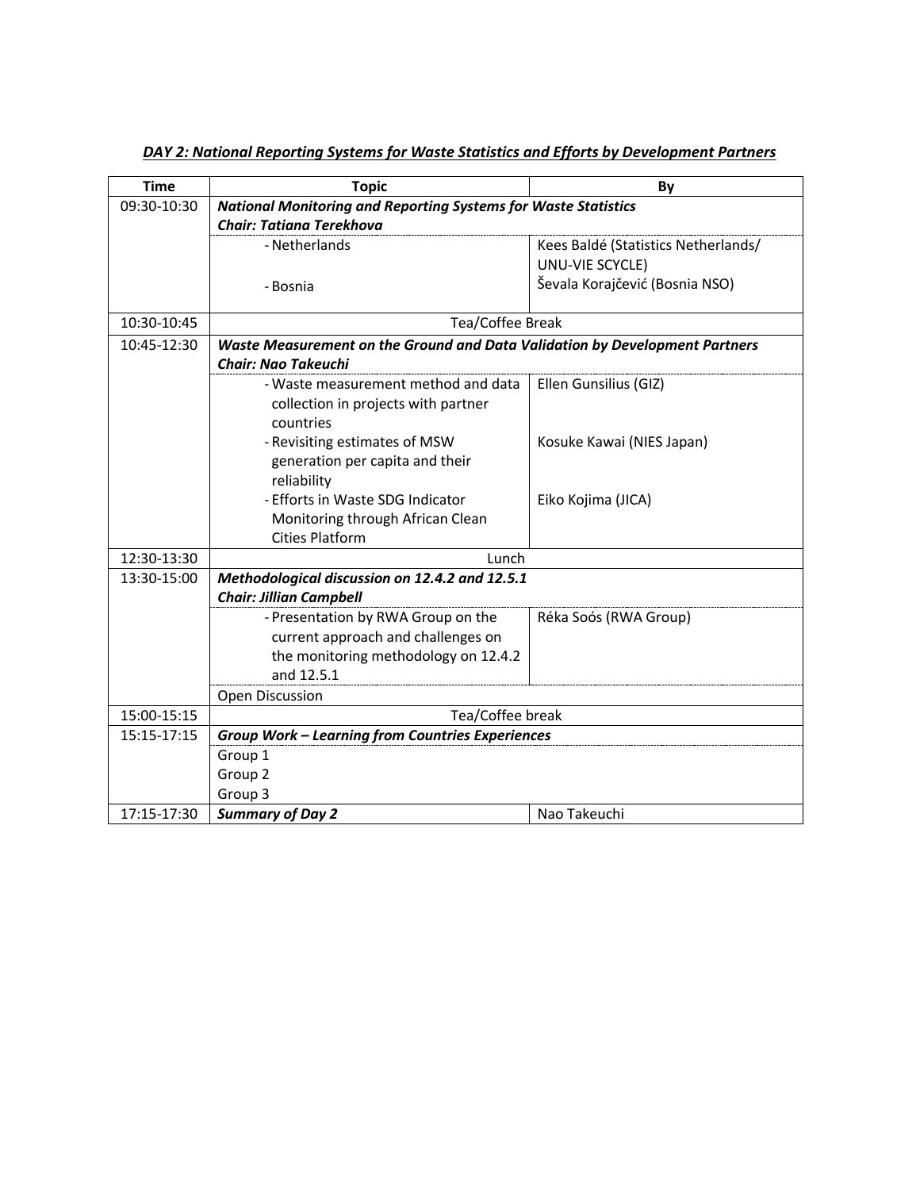***DAY 2: National Reporting Systems for Waste Statistics and Efforts by Development Partners***

| Time | Topic | By |
|---|---|---|
| 09:30-10:30 | ***National Monitoring and Reporting Systems for Waste Statistics*** ***Chair: Tatiana Terekhova*** | |
| | - Netherlands | Kees Baldé (Statistics Netherlands/ UNU-VIE SCYCLE) |
| | - Bosnia | Ševala Korajčević (Bosnia NSO) |
| 10:30-10:45 | Tea/Coffee Break | |
| 10:45-12:30 | ***Waste Measurement on the Ground and Data Validation by Development Partners*** ***Chair: Nao Takeuchi*** | |
| | - Waste measurement method and data collection in projects with partner countries | Ellen Gunsilius (GIZ) |
| | - Revisiting estimates of MSW generation per capita and their reliability | Kosuke Kawai (NIES Japan) |
| | - Efforts in Waste SDG Indicator Monitoring through African Clean Cities Platform | Eiko Kojima (JICA) |
| 12:30-13:30 | Lunch | |
| 13:30-15:00 | ***Methodological discussion on 12.4.2 and 12.5.1*** ***Chair: Jillian Campbell*** | |
| | - Presentation by RWA Group on the current approach and challenges on the monitoring methodology on 12.4.2 and 12.5.1 | Réka Soós (RWA Group) |
| | Open Discussion | |
| 15:00-15:15 | Tea/Coffee break | |
| 15:15-17:15 | ***Group Work – Learning from Countries Experiences*** | |
| | Group 1 | |
| | Group 2 | |
| | Group 3 | |
| 17:15-17:30 | ***Summary of Day 2*** | Nao Takeuchi |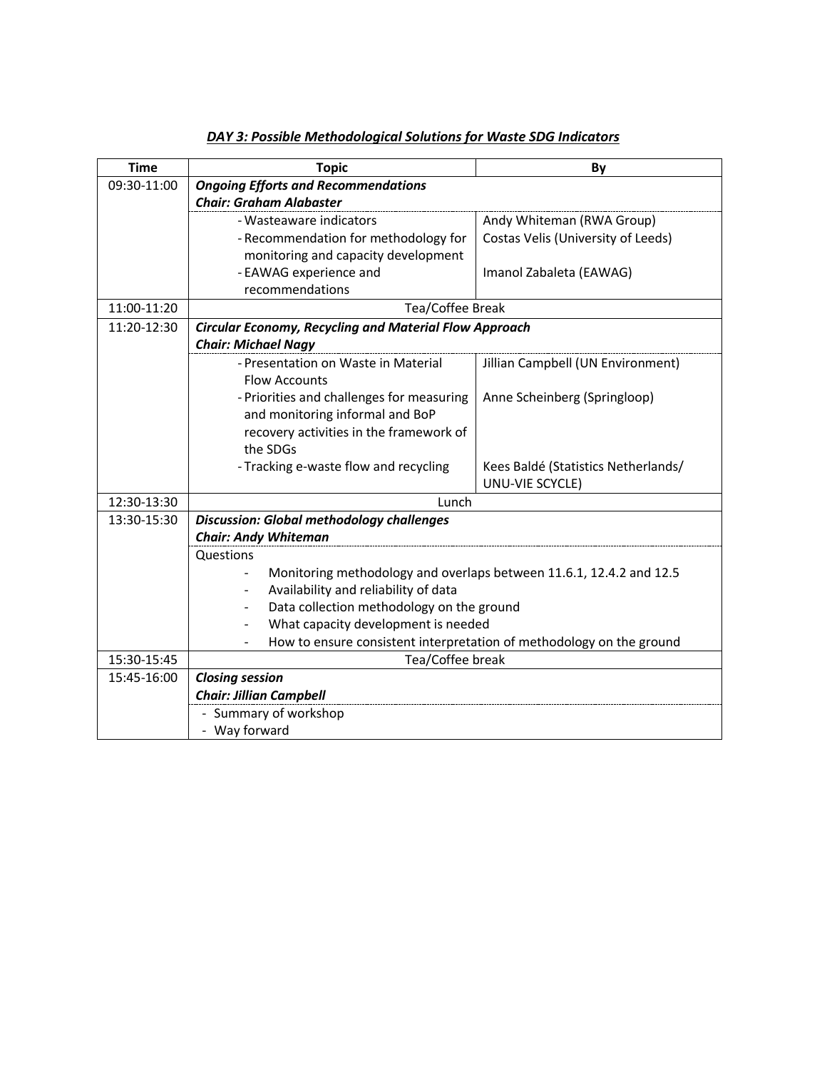## *DAY 3: Possible Methodological Solutions for Waste SDG Indicators*

| Time | Topic | By |
|---|---|---|
| 09:30-11:00 | ***Ongoing Efforts and Recommendations*** ***Chair: Graham Alabaster*** | |
| | - Wasteaware indicators | Andy Whiteman (RWA Group) |
| | - Recommendation for methodology for monitoring and capacity development | Costas Velis (University of Leeds) |
| | - EAWAG experience and recommendations | Imanol Zabaleta (EAWAG) |
| 11:00-11:20 | Tea/Coffee Break | |
| 11:20-12:30 | ***Circular Economy, Recycling and Material Flow Approach*** ***Chair: Michael Nagy*** | |
| | - Presentation on Waste in Material Flow Accounts | Jillian Campbell (UN Environment) |
| | - Priorities and challenges for measuring and monitoring informal and BoP recovery activities in the framework of the SDGs | Anne Scheinberg (Springloop) |
| | - Tracking e-waste flow and recycling | Kees Baldé (Statistics Netherlands/ UNU-VIE SCYCLE) |
| 12:30-13:30 | Lunch | |
| 13:30-15:30 | ***Discussion: Global methodology challenges*** ***Chair: Andy Whiteman*** | |
| | Questions<br>- Monitoring methodology and overlaps between 11.6.1, 12.4.2 and 12.5<br>- Availability and reliability of data<br>- Data collection methodology on the ground<br>- What capacity development is needed<br>- How to ensure consistent interpretation of methodology on the ground | |
| 15:30-15:45 | Tea/Coffee break | |
| 15:45-16:00 | ***Closing session*** ***Chair: Jillian Campbell*** | |
| | - Summary of workshop<br>- Way forward | |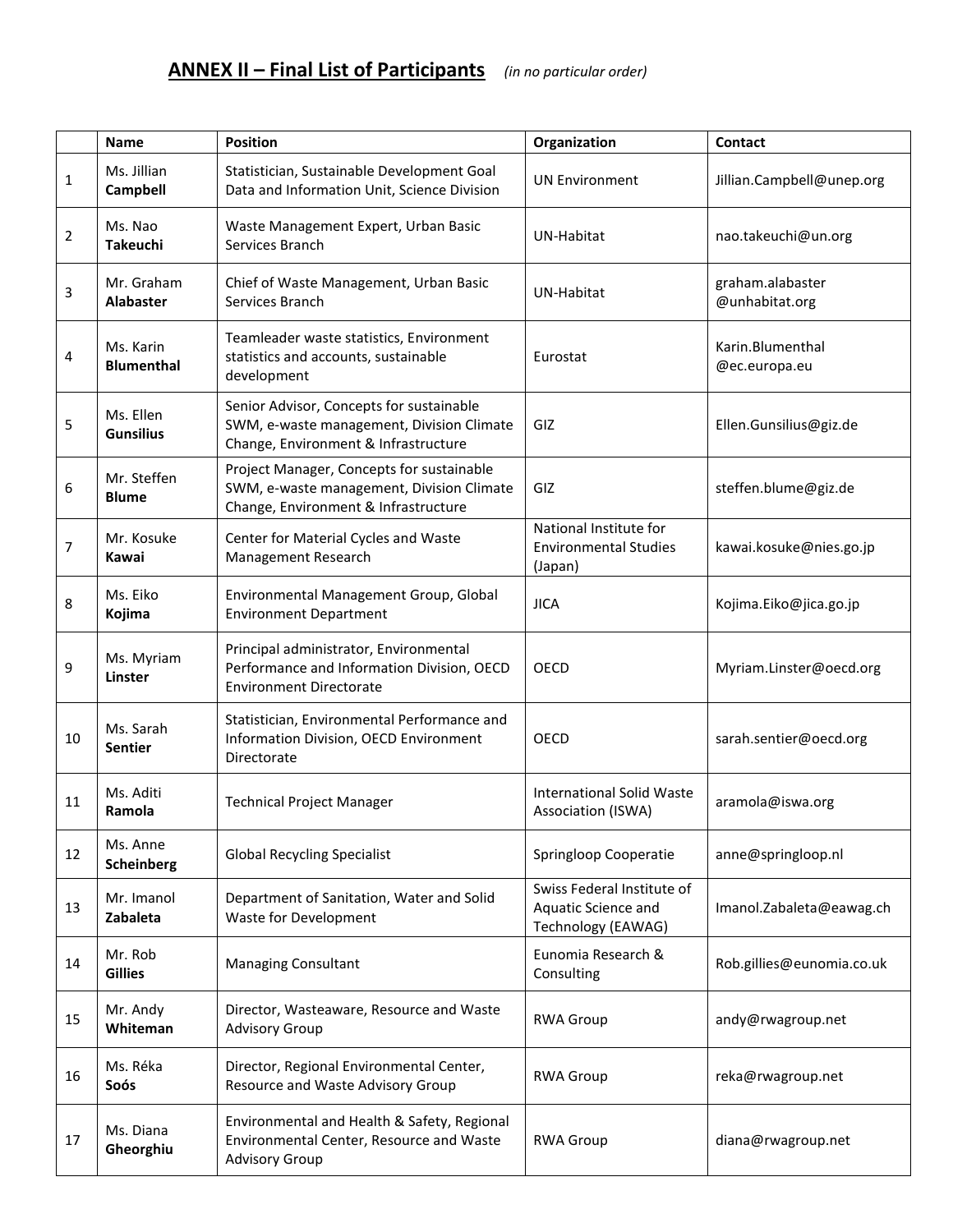## **ANNEX II – Final List of Participants** *(in no particular order)*

| | Name | Position | Organization | Contact |
|---|---|---|---|---|
| 1 | Ms. Jillian **Campbell** | Statistician, Sustainable Development Goal Data and Information Unit, Science Division | UN Environment | Jillian.Campbell@unep.org |
| 2 | Ms. Nao **Takeuchi** | Waste Management Expert, Urban Basic Services Branch | UN-Habitat | nao.takeuchi@un.org |
| 3 | Mr. Graham **Alabaster** | Chief of Waste Management, Urban Basic Services Branch | UN-Habitat | graham.alabaster @unhabitat.org |
| 4 | Ms. Karin **Blumenthal** | Teamleader waste statistics, Environment statistics and accounts, sustainable development | Eurostat | Karin.Blumenthal @ec.europa.eu |
| 5 | Ms. Ellen **Gunsilius** | Senior Advisor, Concepts for sustainable SWM, e-waste management, Division Climate Change, Environment & Infrastructure | GIZ | Ellen.Gunsilius@giz.de |
| 6 | Mr. Steffen **Blume** | Project Manager, Concepts for sustainable SWM, e-waste management, Division Climate Change, Environment & Infrastructure | GIZ | steffen.blume@giz.de |
| 7 | Mr. Kosuke **Kawai** | Center for Material Cycles and Waste Management Research | National Institute for Environmental Studies (Japan) | kawai.kosuke@nies.go.jp |
| 8 | Ms. Eiko **Kojima** | Environmental Management Group, Global Environment Department | JICA | Kojima.Eiko@jica.go.jp |
| 9 | Ms. Myriam **Linster** | Principal administrator, Environmental Performance and Information Division, OECD Environment Directorate | OECD | Myriam.Linster@oecd.org |
| 10 | Ms. Sarah **Sentier** | Statistician, Environmental Performance and Information Division, OECD Environment Directorate | OECD | sarah.sentier@oecd.org |
| 11 | Ms. Aditi **Ramola** | Technical Project Manager | International Solid Waste Association (ISWA) | aramola@iswa.org |
| 12 | Ms. Anne **Scheinberg** | Global Recycling Specialist | Springloop Cooperatie | anne@springloop.nl |
| 13 | Mr. Imanol **Zabaleta** | Department of Sanitation, Water and Solid Waste for Development | Swiss Federal Institute of Aquatic Science and Technology (EAWAG) | Imanol.Zabaleta@eawag.ch |
| 14 | Mr. Rob **Gillies** | Managing Consultant | Eunomia Research & Consulting | Rob.gillies@eunomia.co.uk |
| 15 | Mr. Andy **Whiteman** | Director, Wasteaware, Resource and Waste Advisory Group | RWA Group | andy@rwagroup.net |
| 16 | Ms. Réka **Soós** | Director, Regional Environmental Center, Resource and Waste Advisory Group | RWA Group | reka@rwagroup.net |
| 17 | Ms. Diana **Gheorghiu** | Environmental and Health & Safety, Regional Environmental Center, Resource and Waste Advisory Group | RWA Group | diana@rwagroup.net |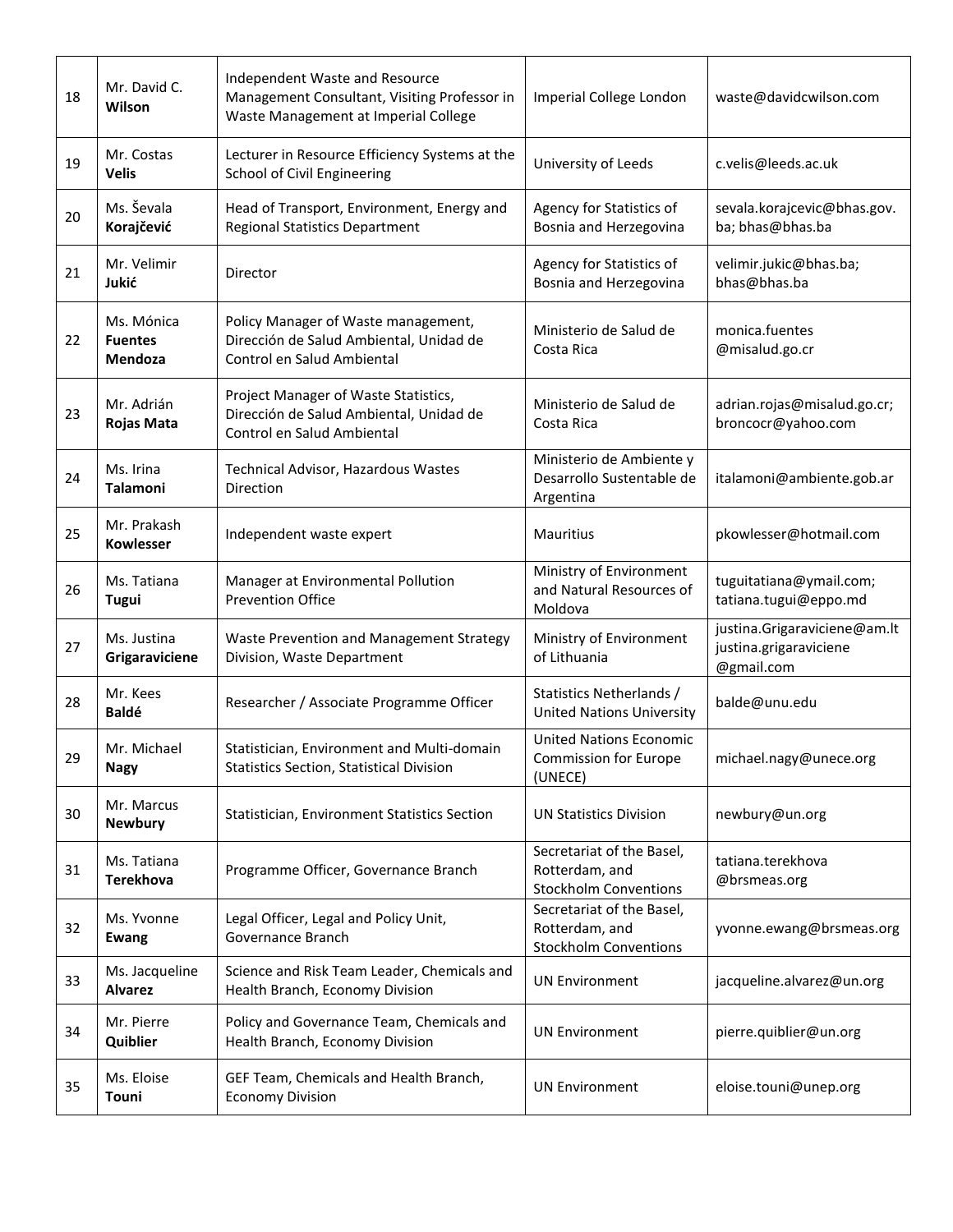| 18 | Mr. David C. **Wilson** | Independent Waste and Resource Management Consultant, Visiting Professor in Waste Management at Imperial College | Imperial College London | waste@davidcwilson.com |
|---|---|---|---|---|
| 19 | Mr. Costas **Velis** | Lecturer in Resource Efficiency Systems at the School of Civil Engineering | University of Leeds | c.velis@leeds.ac.uk |
| 20 | Ms. Ševala **Korajčević** | Head of Transport, Environment, Energy and Regional Statistics Department | Agency for Statistics of Bosnia and Herzegovina | sevala.korajcevic@bhas.gov.ba; bhas@bhas.ba |
| 21 | Mr. Velimir **Jukić** | Director | Agency for Statistics of Bosnia and Herzegovina | velimir.jukic@bhas.ba; bhas@bhas.ba |
| 22 | Ms. Mónica **Fuentes Mendoza** | Policy Manager of Waste management, Dirección de Salud Ambiental, Unidad de Control en Salud Ambiental | Ministerio de Salud de Costa Rica | monica.fuentes @misalud.go.cr |
| 23 | Mr. Adrián **Rojas Mata** | Project Manager of Waste Statistics, Dirección de Salud Ambiental, Unidad de Control en Salud Ambiental | Ministerio de Salud de Costa Rica | adrian.rojas@misalud.go.cr; broncocr@yahoo.com |
| 24 | Ms. Irina **Talamoni** | Technical Advisor, Hazardous Wastes Direction | Ministerio de Ambiente y Desarrollo Sustentable de Argentina | italamoni@ambiente.gob.ar |
| 25 | Mr. Prakash **Kowlesser** | Independent waste expert | Mauritius | pkowlesser@hotmail.com |
| 26 | Ms. Tatiana **Tugui** | Manager at Environmental Pollution Prevention Office | Ministry of Environment and Natural Resources of Moldova | tuguitatiana@ymail.com; tatiana.tugui@eppo.md |
| 27 | Ms. Justina **Grigaraviciene** | Waste Prevention and Management Strategy Division, Waste Department | Ministry of Environment of Lithuania | justina.Grigaraviciene@am.lt justina.grigaraviciene @gmail.com |
| 28 | Mr. Kees **Baldé** | Researcher / Associate Programme Officer | Statistics Netherlands / United Nations University | balde@unu.edu |
| 29 | Mr. Michael **Nagy** | Statistician, Environment and Multi-domain Statistics Section, Statistical Division | United Nations Economic Commission for Europe (UNECE) | michael.nagy@unece.org |
| 30 | Mr. Marcus **Newbury** | Statistician, Environment Statistics Section | UN Statistics Division | newbury@un.org |
| 31 | Ms. Tatiana **Terekhova** | Programme Officer, Governance Branch | Secretariat of the Basel, Rotterdam, and Stockholm Conventions | tatiana.terekhova @brsmeas.org |
| 32 | Ms. Yvonne **Ewang** | Legal Officer, Legal and Policy Unit, Governance Branch | Secretariat of the Basel, Rotterdam, and Stockholm Conventions | yvonne.ewang@brsmeas.org |
| 33 | Ms. Jacqueline **Alvarez** | Science and Risk Team Leader, Chemicals and Health Branch, Economy Division | UN Environment | jacqueline.alvarez@un.org |
| 34 | Mr. Pierre **Quiblier** | Policy and Governance Team, Chemicals and Health Branch, Economy Division | UN Environment | pierre.quiblier@un.org |
| 35 | Ms. Eloise **Touni** | GEF Team, Chemicals and Health Branch, Economy Division | UN Environment | eloise.touni@unep.org |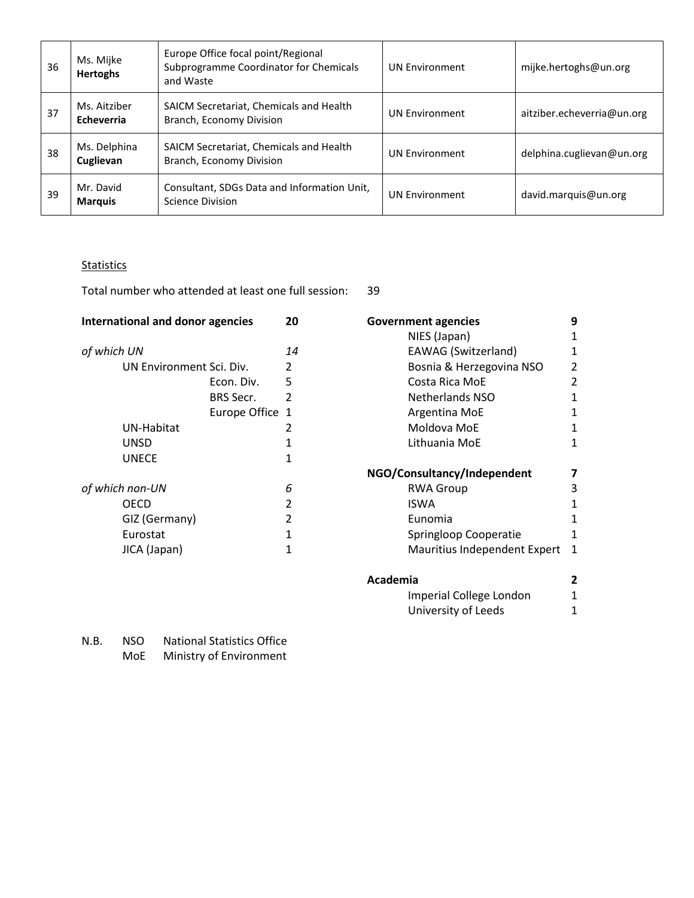| | | | | |
|---|---|---|---|---|
| 36 | Ms. Mijke **Hertoghs** | Europe Office focal point/Regional Subprogramme Coordinator for Chemicals and Waste | UN Environment | mijke.hertoghs@un.org |
| 37 | Ms. Aitziber **Echeverria** | SAICM Secretariat, Chemicals and Health Branch, Economy Division | UN Environment | aitziber.echeverria@un.org |
| 38 | Ms. Delphina **Cuglievan** | SAICM Secretariat, Chemicals and Health Branch, Economy Division | UN Environment | delphina.cuglievan@un.org |
| 39 | Mr. David **Marquis** | Consultant, SDGs Data and Information Unit, Science Division | UN Environment | david.marquis@un.org |

Statistics

Total number who attended at least one full session: 39

| | | | |
|---|---|---|---|
| **International and donor agencies** | | | **20** |
| *of which UN* | | | *14* |
| | UN Environment | Sci. Div. | 2 |
| | | Econ. Div. | 5 |
| | | BRS Secr. | 2 |
| | | Europe Office | 1 |
| | UN-Habitat | | 2 |
| | UNSD | | 1 |
| | UNECE | | 1 |
| *of which non-UN* | | | *6* |
| | OECD | | 2 |
| | GIZ (Germany) | | 2 |
| | Eurostat | | 1 |
| | JICA (Japan) | | 1 |

| | | |
|---|---|---|
| **Government agencies** | | **9** |
| | NIES (Japan) | 1 |
| | EAWAG (Switzerland) | 1 |
| | Bosnia & Herzegovina NSO | 2 |
| | Costa Rica MoE | 2 |
| | Netherlands NSO | 1 |
| | Argentina MoE | 1 |
| | Moldova MoE | 1 |
| | Lithuania MoE | 1 |
| **NGO/Consultancy/Independent** | | **7** |
| | RWA Group | 3 |
| | ISWA | 1 |
| | Eunomia | 1 |
| | Springloop Cooperatie | 1 |
| | Mauritius Independent Expert | 1 |
| **Academia** | | **2** |
| | Imperial College London | 1 |
| | University of Leeds | 1 |

N.B. NSO National Statistics Office
MoE Ministry of Environment